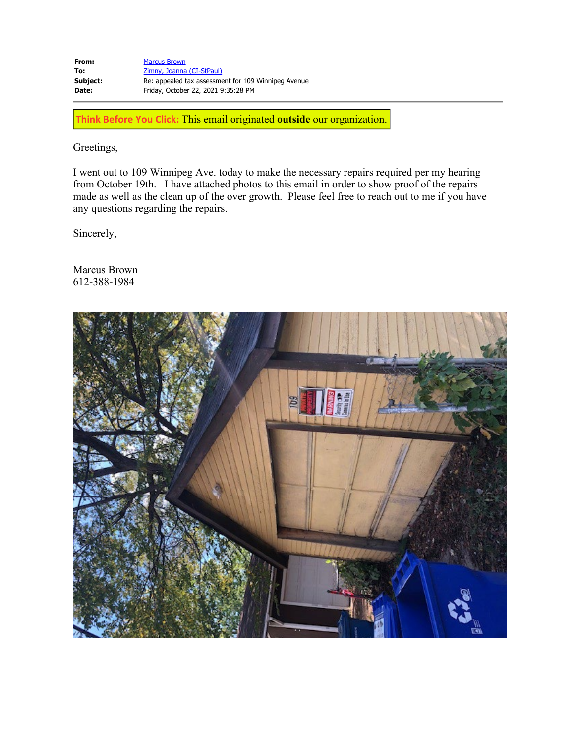**From:** Marcus Brown
**To:** Zimny, Joanna (CI-StPaul)
**Subject:** Re: appealed tax assessment for 109 Winnipeg Avenue
**Date:** Friday, October 22, 2021 9:35:28 PM

---

**Think Before You Click:** This email originated **outside** our organization.

Greetings,

I went out to 109 Winnipeg Ave. today to make the necessary repairs required per my hearing from October 19th. I have attached photos to this email in order to show proof of the repairs made as well as the clean up of the over growth. Please feel free to reach out to me if you have any questions regarding the repairs.

Sincerely,

Marcus Brown
612-388-1984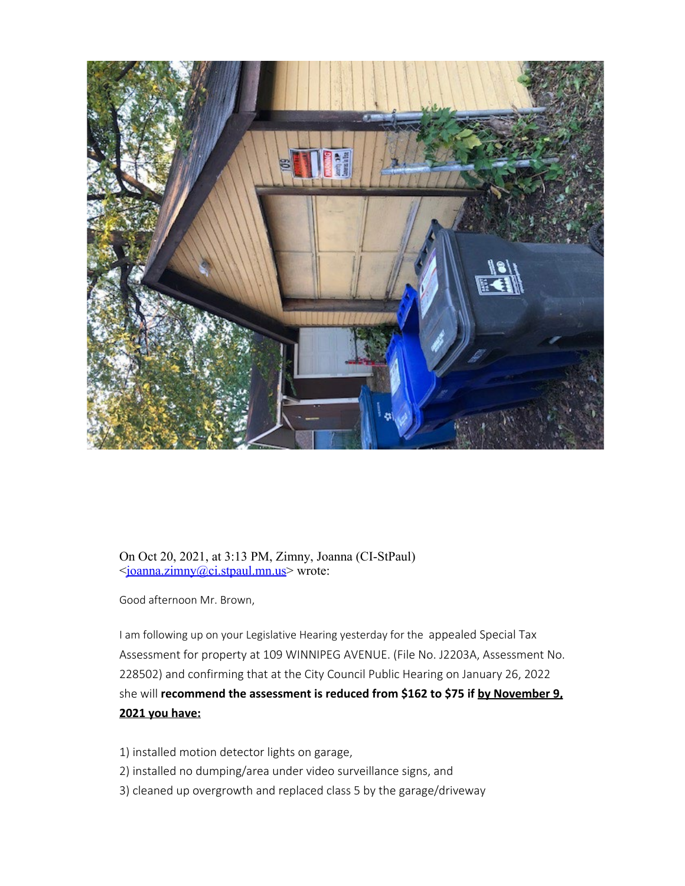On Oct 20, 2021, at 3:13 PM, Zimny, Joanna (CI-StPaul) <joanna.zimny@ci.stpaul.mn.us> wrote:

Good afternoon Mr. Brown,

I am following up on your Legislative Hearing yesterday for the appealed Special Tax Assessment for property at 109 WINNIPEG AVENUE. (File No. J2203A, Assessment No. 228502) and confirming that at the City Council Public Hearing on January 26, 2022 she will **recommend the assessment is reduced from $162 to $75 if <u>by November 9, 2021 you have:</u>**

1) installed motion detector lights on garage,
2) installed no dumping/area under video surveillance signs, and
3) cleaned up overgrowth and replaced class 5 by the garage/driveway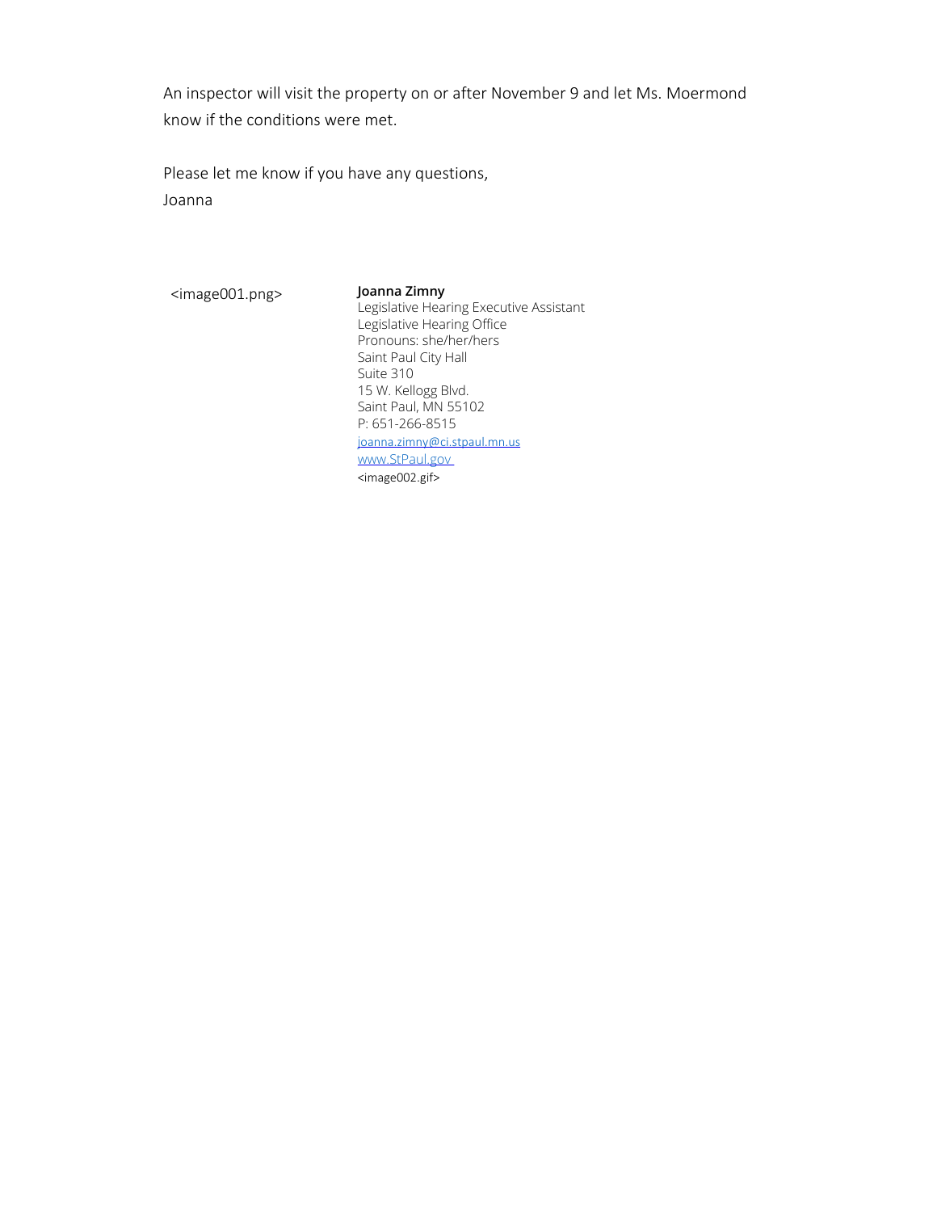An inspector will visit the property on or after November 9 and let Ms. Moermond know if the conditions were met.

Please let me know if you have any questions,
Joanna

<image001.png>

**Joanna Zimny**
Legislative Hearing Executive Assistant
Legislative Hearing Office
Pronouns: she/her/hers
Saint Paul City Hall
Suite 310
15 W. Kellogg Blvd.
Saint Paul, MN 55102
P: 651-266-8515
joanna.zimny@ci.stpaul.mn.us
www.StPaul.gov
<image002.gif>